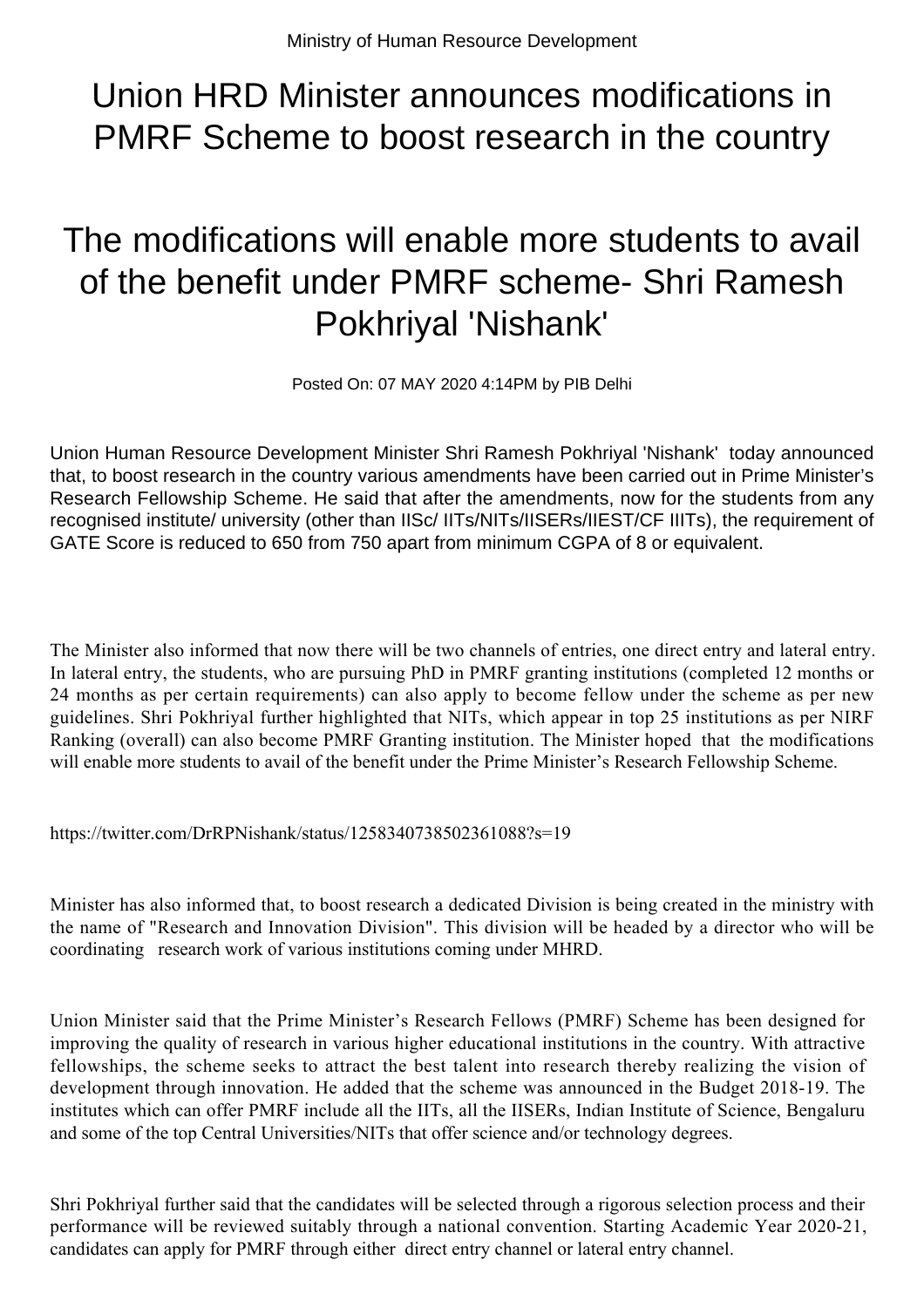Ministry of Human Resource Development

# Union HRD Minister announces modifications in PMRF Scheme to boost research in the country

## The modifications will enable more students to avail of the benefit under PMRF scheme- Shri Ramesh Pokhriyal 'Nishank'

Posted On: 07 MAY 2020 4:14PM by PIB Delhi

Union Human Resource Development Minister Shri Ramesh Pokhriyal 'Nishank' today announced that, to boost research in the country various amendments have been carried out in Prime Minister's Research Fellowship Scheme. He said that after the amendments, now for the students from any recognised institute/ university (other than IISc/ IITs/NITs/IISERs/IIEST/CF IIITs), the requirement of GATE Score is reduced to 650 from 750 apart from minimum CGPA of 8 or equivalent.

The Minister also informed that now there will be two channels of entries, one direct entry and lateral entry. In lateral entry, the students, who are pursuing PhD in PMRF granting institutions (completed 12 months or 24 months as per certain requirements) can also apply to become fellow under the scheme as per new guidelines. Shri Pokhriyal further highlighted that NITs, which appear in top 25 institutions as per NIRF Ranking (overall) can also become PMRF Granting institution. The Minister hoped that the modifications will enable more students to avail of the benefit under the Prime Minister's Research Fellowship Scheme.

https://twitter.com/DrRPNishank/status/1258340738502361088?s=19

Minister has also informed that, to boost research a dedicated Division is being created in the ministry with the name of "Research and Innovation Division". This division will be headed by a director who will be coordinating research work of various institutions coming under MHRD.

Union Minister said that the Prime Minister's Research Fellows (PMRF) Scheme has been designed for improving the quality of research in various higher educational institutions in the country. With attractive fellowships, the scheme seeks to attract the best talent into research thereby realizing the vision of development through innovation. He added that the scheme was announced in the Budget 2018-19. The institutes which can offer PMRF include all the IITs, all the IISERs, Indian Institute of Science, Bengaluru and some of the top Central Universities/NITs that offer science and/or technology degrees.

Shri Pokhriyal further said that the candidates will be selected through a rigorous selection process and their performance will be reviewed suitably through a national convention. Starting Academic Year 2020-21, candidates can apply for PMRF through either direct entry channel or lateral entry channel.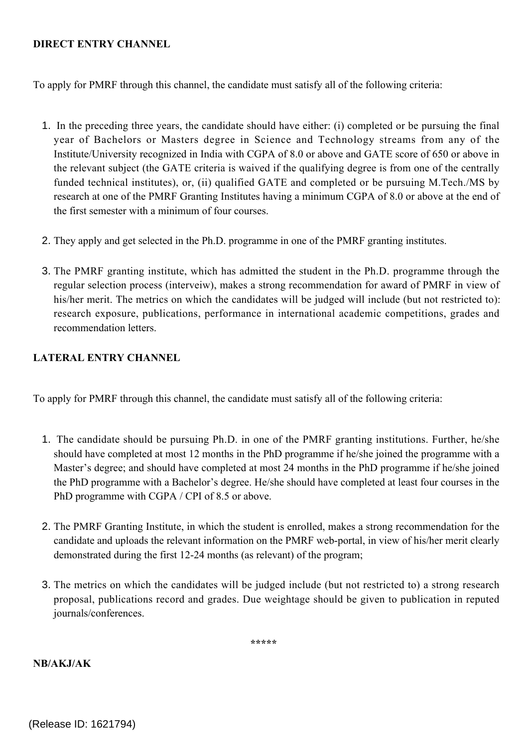**DIRECT ENTRY CHANNEL**

To apply for PMRF through this channel, the candidate must satisfy all of the following criteria:

1. In the preceding three years, the candidate should have either: (i) completed or be pursuing the final year of Bachelors or Masters degree in Science and Technology streams from any of the Institute/University recognized in India with CGPA of 8.0 or above and GATE score of 650 or above in the relevant subject (the GATE criteria is waived if the qualifying degree is from one of the centrally funded technical institutes), or, (ii) qualified GATE and completed or be pursuing M.Tech./MS by research at one of the PMRF Granting Institutes having a minimum CGPA of 8.0 or above at the end of the first semester with a minimum of four courses.

2. They apply and get selected in the Ph.D. programme in one of the PMRF granting institutes.

3. The PMRF granting institute, which has admitted the student in the Ph.D. programme through the regular selection process (interveiw), makes a strong recommendation for award of PMRF in view of his/her merit. The metrics on which the candidates will be judged will include (but not restricted to): research exposure, publications, performance in international academic competitions, grades and recommendation letters.

**LATERAL ENTRY CHANNEL**

To apply for PMRF through this channel, the candidate must satisfy all of the following criteria:

1. The candidate should be pursuing Ph.D. in one of the PMRF granting institutions. Further, he/she should have completed at most 12 months in the PhD programme if he/she joined the programme with a Master's degree; and should have completed at most 24 months in the PhD programme if he/she joined the PhD programme with a Bachelor's degree. He/she should have completed at least four courses in the PhD programme with CGPA / CPI of 8.5 or above.

2. The PMRF Granting Institute, in which the student is enrolled, makes a strong recommendation for the candidate and uploads the relevant information on the PMRF web-portal, in view of his/her merit clearly demonstrated during the first 12-24 months (as relevant) of the program;

3. The metrics on which the candidates will be judged include (but not restricted to) a strong research proposal, publications record and grades. Due weightage should be given to publication in reputed journals/conferences.

*****

**NB/AKJ/AK**

(Release ID: 1621794)